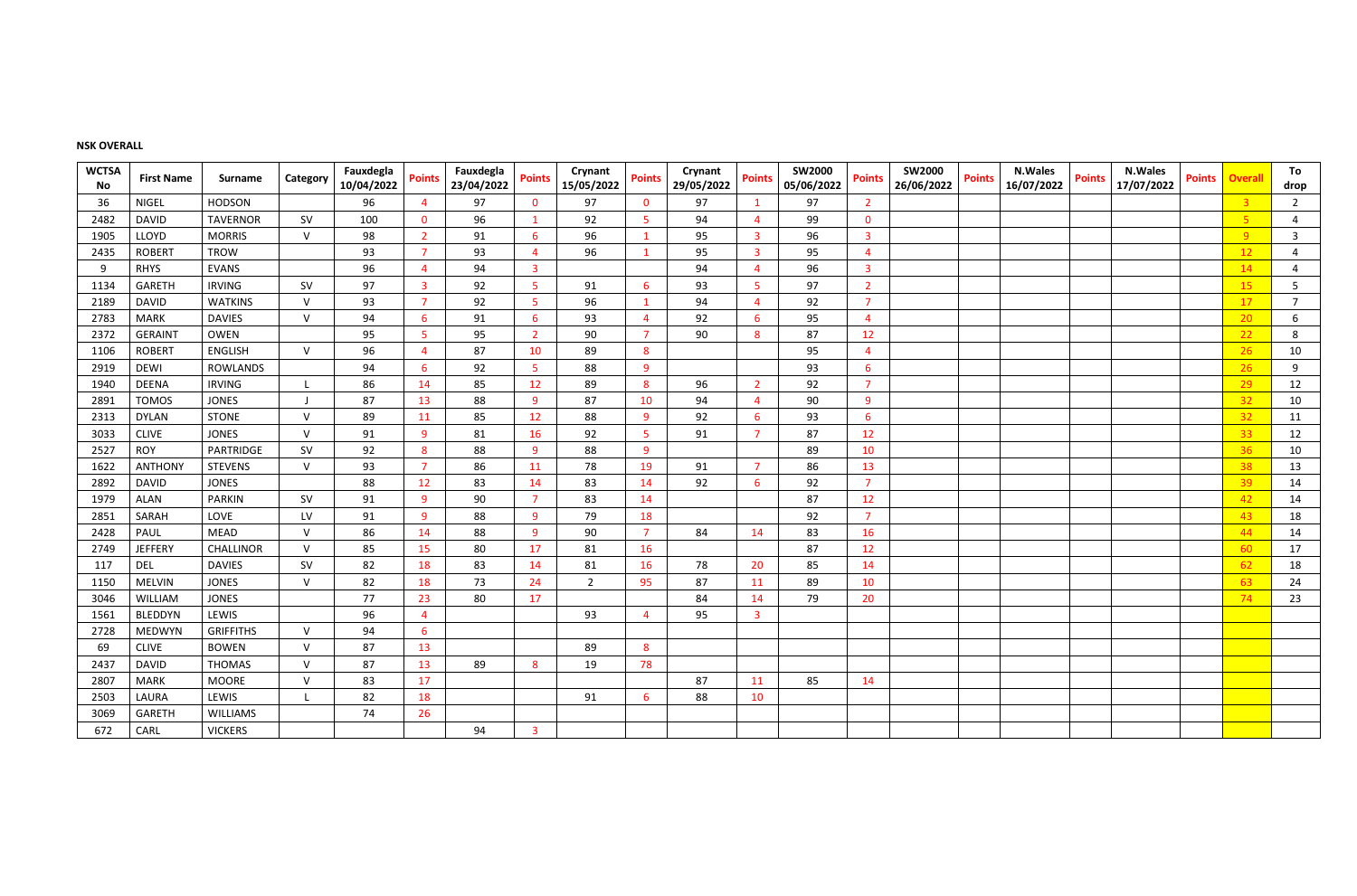**NSK OVERALL**

| WCTSA No | First Name | Surname | Category | Fauxdegla 10/04/2022 | Points | Fauxdegla 23/04/2022 | Points | Crynant 15/05/2022 | Points | Crynant 29/05/2022 | Points | SW2000 05/06/2022 | Points | SW2000 26/06/2022 | Points | N.Wales 16/07/2022 | Points | N.Wales 17/07/2022 | Points | Overall | To drop |
|---|---|---|---|---|---|---|---|---|---|---|---|---|---|---|---|---|---|---|---|---|---|
| 36 | NIGEL | HODSON | | 96 | 4 | 97 | 0 | 97 | 0 | 97 | 1 | 97 | 2 | | | | | | | 3 | 2 |
| 2482 | DAVID | TAVERNOR | SV | 100 | 0 | 96 | 1 | 92 | 5 | 94 | 4 | 99 | 0 | | | | | | | 5 | 4 |
| 1905 | LLOYD | MORRIS | V | 98 | 2 | 91 | 6 | 96 | 1 | 95 | 3 | 96 | 3 | | | | | | | 9 | 3 |
| 2435 | ROBERT | TROW | | 93 | 7 | 93 | 4 | 96 | 1 | 95 | 3 | 95 | 4 | | | | | | | 12 | 4 |
| 9 | RHYS | EVANS | | 96 | 4 | 94 | 3 | | | 94 | 4 | 96 | 3 | | | | | | | 14 | 4 |
| 1134 | GARETH | IRVING | SV | 97 | 3 | 92 | 5 | 91 | 6 | 93 | 5 | 97 | 2 | | | | | | | 15 | 5 |
| 2189 | DAVID | WATKINS | V | 93 | 7 | 92 | 5 | 96 | 1 | 94 | 4 | 92 | 7 | | | | | | | 17 | 7 |
| 2783 | MARK | DAVIES | V | 94 | 6 | 91 | 6 | 93 | 4 | 92 | 6 | 95 | 4 | | | | | | | 20 | 6 |
| 2372 | GERAINT | OWEN | | 95 | 5 | 95 | 2 | 90 | 7 | 90 | 8 | 87 | 12 | | | | | | | 22 | 8 |
| 1106 | ROBERT | ENGLISH | V | 96 | 4 | 87 | 10 | 89 | 8 | | | 95 | 4 | | | | | | | 26 | 10 |
| 2919 | DEWI | ROWLANDS | | 94 | 6 | 92 | 5 | 88 | 9 | | | 93 | 6 | | | | | | | 26 | 9 |
| 1940 | DEENA | IRVING | L | 86 | 14 | 85 | 12 | 89 | 8 | 96 | 2 | 92 | 7 | | | | | | | 29 | 12 |
| 2891 | TOMOS | JONES | J | 87 | 13 | 88 | 9 | 87 | 10 | 94 | 4 | 90 | 9 | | | | | | | 32 | 10 |
| 2313 | DYLAN | STONE | V | 89 | 11 | 85 | 12 | 88 | 9 | 92 | 6 | 93 | 6 | | | | | | | 32 | 11 |
| 3033 | CLIVE | JONES | V | 91 | 9 | 81 | 16 | 92 | 5 | 91 | 7 | 87 | 12 | | | | | | | 33 | 12 |
| 2527 | ROY | PARTRIDGE | SV | 92 | 8 | 88 | 9 | 88 | 9 | | | 89 | 10 | | | | | | | 36 | 10 |
| 1622 | ANTHONY | STEVENS | V | 93 | 7 | 86 | 11 | 78 | 19 | 91 | 7 | 86 | 13 | | | | | | | 38 | 13 |
| 2892 | DAVID | JONES | | 88 | 12 | 83 | 14 | 83 | 14 | 92 | 6 | 92 | 7 | | | | | | | 39 | 14 |
| 1979 | ALAN | PARKIN | SV | 91 | 9 | 90 | 7 | 83 | 14 | | | 87 | 12 | | | | | | | 42 | 14 |
| 2851 | SARAH | LOVE | LV | 91 | 9 | 88 | 9 | 79 | 18 | | | 92 | 7 | | | | | | | 43 | 18 |
| 2428 | PAUL | MEAD | V | 86 | 14 | 88 | 9 | 90 | 7 | 84 | 14 | 83 | 16 | | | | | | | 44 | 14 |
| 2749 | JEFFERY | CHALLINOR | V | 85 | 15 | 80 | 17 | 81 | 16 | | | 87 | 12 | | | | | | | 60 | 17 |
| 117 | DEL | DAVIES | SV | 82 | 18 | 83 | 14 | 81 | 16 | 78 | 20 | 85 | 14 | | | | | | | 62 | 18 |
| 1150 | MELVIN | JONES | V | 82 | 18 | 73 | 24 | 2 | 95 | 87 | 11 | 89 | 10 | | | | | | | 63 | 24 |
| 3046 | WILLIAM | JONES | | 77 | 23 | 80 | 17 | | | 84 | 14 | 79 | 20 | | | | | | | 74 | 23 |
| 1561 | BLEDDYN | LEWIS | | 96 | 4 | | | 93 | 4 | 95 | 3 | | | | | | | | | | |
| 2728 | MEDWYN | GRIFFITHS | V | 94 | 6 | | | | | | | | | | | | | | | | |
| 69 | CLIVE | BOWEN | V | 87 | 13 | | | 89 | 8 | | | | | | | | | | | | |
| 2437 | DAVID | THOMAS | V | 87 | 13 | 89 | 8 | 19 | 78 | | | | | | | | | | | | |
| 2807 | MARK | MOORE | V | 83 | 17 | | | | | 87 | 11 | 85 | 14 | | | | | | | | |
| 2503 | LAURA | LEWIS | L | 82 | 18 | | | 91 | 6 | 88 | 10 | | | | | | | | | | |
| 3069 | GARETH | WILLIAMS | | 74 | 26 | | | | | | | | | | | | | | | | |
| 672 | CARL | VICKERS | | | | 94 | 3 | | | | | | | | | | | | | | |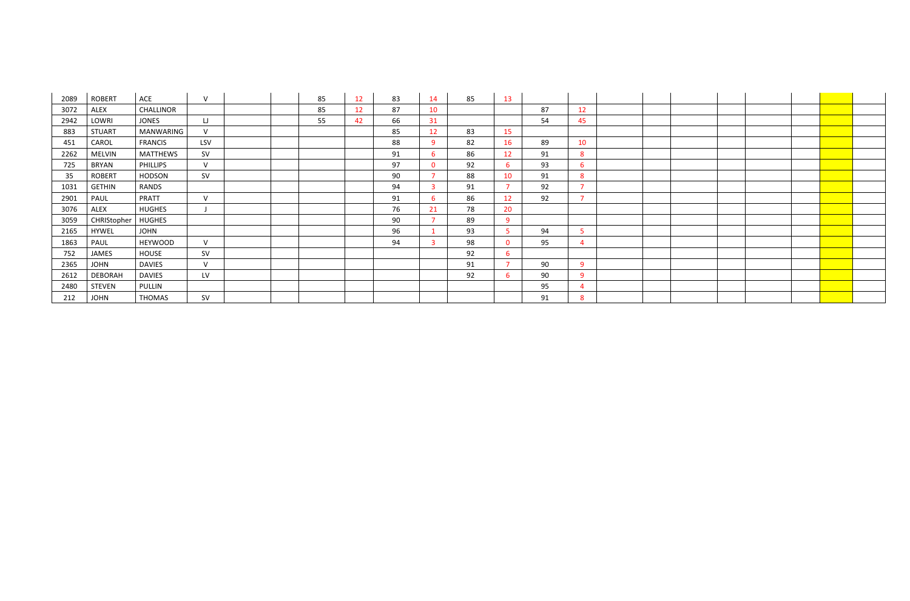| | | | | | | | | | | | | | | | | | | | | | |
|---|---|---|---|---|---|---|---|---|---|---|---|---|---|---|---|---|---|---|---|---|---|
| 2089 | ROBERT | ACE | V | | | 85 | 12 | 83 | 14 | 85 | 13 | | | | | | | | | | |
| 3072 | ALEX | CHALLINOR | | | | 85 | 12 | 87 | 10 | | | 87 | 12 | | | | | | | | |
| 2942 | LOWRI | JONES | LJ | | | 55 | 42 | 66 | 31 | | | 54 | 45 | | | | | | | | |
| 883 | STUART | MANWARING | V | | | | | 85 | 12 | 83 | 15 | | | | | | | | | | |
| 451 | CAROL | FRANCIS | LSV | | | | | 88 | 9 | 82 | 16 | 89 | 10 | | | | | | | | |
| 2262 | MELVIN | MATTHEWS | SV | | | | | 91 | 6 | 86 | 12 | 91 | 8 | | | | | | | | |
| 725 | BRYAN | PHILLIPS | V | | | | | 97 | 0 | 92 | 6 | 93 | 6 | | | | | | | | |
| 35 | ROBERT | HODSON | SV | | | | | 90 | 7 | 88 | 10 | 91 | 8 | | | | | | | | |
| 1031 | GETHIN | RANDS | | | | | | 94 | 3 | 91 | 7 | 92 | 7 | | | | | | | | |
| 2901 | PAUL | PRATT | V | | | | | 91 | 6 | 86 | 12 | 92 | 7 | | | | | | | | |
| 3076 | ALEX | HUGHES | J | | | | | 76 | 21 | 78 | 20 | | | | | | | | | | |
| 3059 | CHRIStopher | HUGHES | | | | | | 90 | 7 | 89 | 9 | | | | | | | | | | |
| 2165 | HYWEL | JOHN | | | | | | 96 | 1 | 93 | 5 | 94 | 5 | | | | | | | | |
| 1863 | PAUL | HEYWOOD | V | | | | | 94 | 3 | 98 | 0 | 95 | 4 | | | | | | | | |
| 752 | JAMES | HOUSE | SV | | | | | | | 92 | 6 | | | | | | | | | | |
| 2365 | JOHN | DAVIES | V | | | | | | | 91 | 7 | 90 | 9 | | | | | | | | |
| 2612 | DEBORAH | DAVIES | LV | | | | | | | 92 | 6 | 90 | 9 | | | | | | | | |
| 2480 | STEVEN | PULLIN | | | | | | | | | | 95 | 4 | | | | | | | | |
| 212 | JOHN | THOMAS | SV | | | | | | | | | 91 | 8 | | | | | | | | |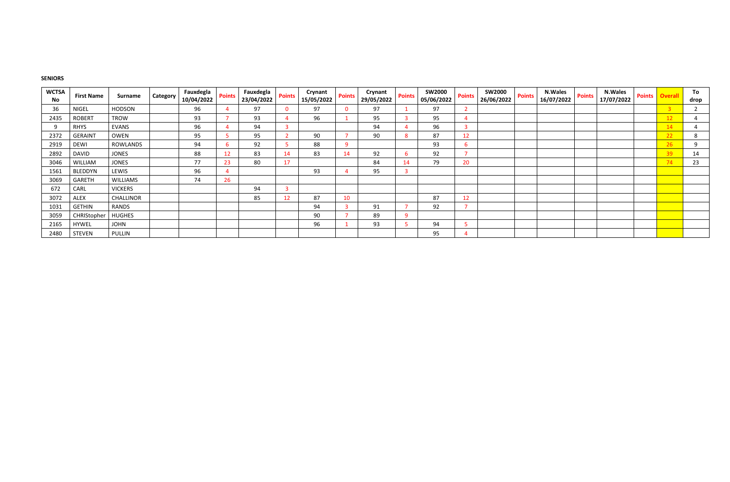**SENIORS**

| WCTSA No | First Name | Surname | Category | Fauxdegla 10/04/2022 | Points | Fauxdegla 23/04/2022 | Points | Crynant 15/05/2022 | Points | Crynant 29/05/2022 | Points | SW2000 05/06/2022 | Points | SW2000 26/06/2022 | Points | N.Wales 16/07/2022 | Points | N.Wales 17/07/2022 | Points | Overall | To drop |
|---|---|---|---|---|---|---|---|---|---|---|---|---|---|---|---|---|---|---|---|---|---|
| 36 | NIGEL | HODSON | | 96 | 4 | 97 | 0 | 97 | 0 | 97 | 1 | 97 | 2 | | | | | | | 3 | 2 |
| 2435 | ROBERT | TROW | | 93 | 7 | 93 | 4 | 96 | 1 | 95 | 3 | 95 | 4 | | | | | | | 12 | 4 |
| 9 | RHYS | EVANS | | 96 | 4 | 94 | 3 | | | 94 | 4 | 96 | 3 | | | | | | | 14 | 4 |
| 2372 | GERAINT | OWEN | | 95 | 5 | 95 | 2 | 90 | 7 | 90 | 8 | 87 | 12 | | | | | | | 22 | 8 |
| 2919 | DEWI | ROWLANDS | | 94 | 6 | 92 | 5 | 88 | 9 | | | 93 | 6 | | | | | | | 26 | 9 |
| 2892 | DAVID | JONES | | 88 | 12 | 83 | 14 | 83 | 14 | 92 | 6 | 92 | 7 | | | | | | | 39 | 14 |
| 3046 | WILLIAM | JONES | | 77 | 23 | 80 | 17 | | | 84 | 14 | 79 | 20 | | | | | | | 74 | 23 |
| 1561 | BLEDDYN | LEWIS | | 96 | 4 | | | 93 | 4 | 95 | 3 | | | | | | | | | | |
| 3069 | GARETH | WILLIAMS | | 74 | 26 | | | | | | | | | | | | | | | | |
| 672 | CARL | VICKERS | | | | 94 | 3 | | | | | | | | | | | | | | |
| 3072 | ALEX | CHALLINOR | | | | 85 | 12 | 87 | 10 | | | 87 | 12 | | | | | | | | |
| 1031 | GETHIN | RANDS | | | | | | 94 | 3 | 91 | 7 | 92 | 7 | | | | | | | | |
| 3059 | CHRIStopher | HUGHES | | | | | | 90 | 7 | 89 | 9 | | | | | | | | | | |
| 2165 | HYWEL | JOHN | | | | | | 96 | 1 | 93 | 5 | 94 | 5 | | | | | | | | |
| 2480 | STEVEN | PULLIN | | | | | | | | | | 95 | 4 | | | | | | | | |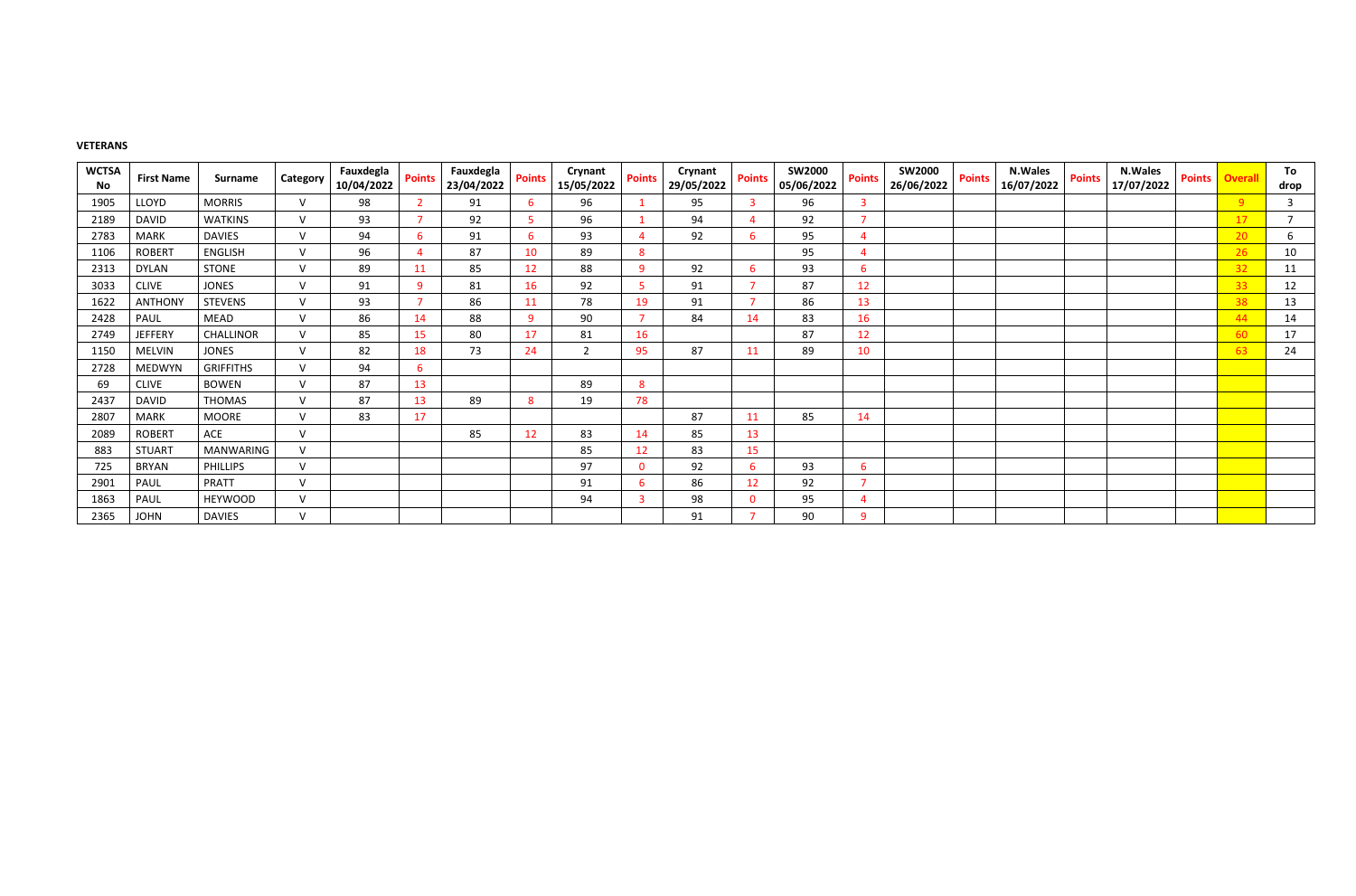**VETERANS**

| WCTSA No | First Name | Surname | Category | Fauxdegla 10/04/2022 | Points | Fauxdegla 23/04/2022 | Points | Crynant 15/05/2022 | Points | Crynant 29/05/2022 | Points | SW2000 05/06/2022 | Points | SW2000 26/06/2022 | Points | N.Wales 16/07/2022 | Points | N.Wales 17/07/2022 | Points | Overall | To drop |
|---|---|---|---|---|---|---|---|---|---|---|---|---|---|---|---|---|---|---|---|---|---|
| 1905 | LLOYD | MORRIS | V | 98 | 2 | 91 | 6 | 96 | 1 | 95 | 3 | 96 | 3 | | | | | | | 9 | 3 |
| 2189 | DAVID | WATKINS | V | 93 | 7 | 92 | 5 | 96 | 1 | 94 | 4 | 92 | 7 | | | | | | | 17 | 7 |
| 2783 | MARK | DAVIES | V | 94 | 6 | 91 | 6 | 93 | 4 | 92 | 6 | 95 | 4 | | | | | | | 20 | 6 |
| 1106 | ROBERT | ENGLISH | V | 96 | 4 | 87 | 10 | 89 | 8 | | | 95 | 4 | | | | | | | 26 | 10 |
| 2313 | DYLAN | STONE | V | 89 | 11 | 85 | 12 | 88 | 9 | 92 | 6 | 93 | 6 | | | | | | | 32 | 11 |
| 3033 | CLIVE | JONES | V | 91 | 9 | 81 | 16 | 92 | 5 | 91 | 7 | 87 | 12 | | | | | | | 33 | 12 |
| 1622 | ANTHONY | STEVENS | V | 93 | 7 | 86 | 11 | 78 | 19 | 91 | 7 | 86 | 13 | | | | | | | 38 | 13 |
| 2428 | PAUL | MEAD | V | 86 | 14 | 88 | 9 | 90 | 7 | 84 | 14 | 83 | 16 | | | | | | | 44 | 14 |
| 2749 | JEFFERY | CHALLINOR | V | 85 | 15 | 80 | 17 | 81 | 16 | | | 87 | 12 | | | | | | | 60 | 17 |
| 1150 | MELVIN | JONES | V | 82 | 18 | 73 | 24 | 2 | 95 | 87 | 11 | 89 | 10 | | | | | | | 63 | 24 |
| 2728 | MEDWYN | GRIFFITHS | V | 94 | 6 | | | | | | | | | | | | | | | | |
| 69 | CLIVE | BOWEN | V | 87 | 13 | | | 89 | 8 | | | | | | | | | | | | |
| 2437 | DAVID | THOMAS | V | 87 | 13 | 89 | 8 | 19 | 78 | | | | | | | | | | | | |
| 2807 | MARK | MOORE | V | 83 | 17 | | | | | 87 | 11 | 85 | 14 | | | | | | | | |
| 2089 | ROBERT | ACE | V | | | 85 | 12 | 83 | 14 | 85 | 13 | | | | | | | | | | |
| 883 | STUART | MANWARING | V | | | | | 85 | 12 | 83 | 15 | | | | | | | | | | |
| 725 | BRYAN | PHILLIPS | V | | | | | 97 | 0 | 92 | 6 | 93 | 6 | | | | | | | | |
| 2901 | PAUL | PRATT | V | | | | | 91 | 6 | 86 | 12 | 92 | 7 | | | | | | | | |
| 1863 | PAUL | HEYWOOD | V | | | | | 94 | 3 | 98 | 0 | 95 | 4 | | | | | | | | |
| 2365 | JOHN | DAVIES | V | | | | | | | 91 | 7 | 90 | 9 | | | | | | | | |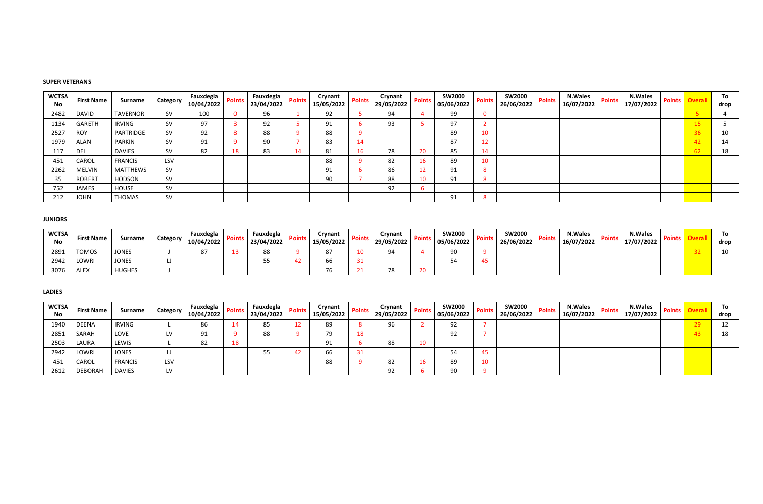**SUPER VETERANS**

| WCTSA No | First Name | Surname | Category | Fauxdegla 10/04/2022 | Points | Fauxdegla 23/04/2022 | Points | Crynant 15/05/2022 | Points | Crynant 29/05/2022 | Points | SW2000 05/06/2022 | Points | SW2000 26/06/2022 | Points | N.Wales 16/07/2022 | Points | N.Wales 17/07/2022 | Points | Overall | To drop |
|---|---|---|---|---|---|---|---|---|---|---|---|---|---|---|---|---|---|---|---|---|---|
| 2482 | DAVID | TAVERNOR | SV | 100 | 0 | 96 | 1 | 92 | 5 | 94 | 4 | 99 | 0 | | | | | | | 5 | 4 |
| 1134 | GARETH | IRVING | SV | 97 | 3 | 92 | 5 | 91 | 6 | 93 | 5 | 97 | 2 | | | | | | | 15 | 5 |
| 2527 | ROY | PARTRIDGE | SV | 92 | 8 | 88 | 9 | 88 | 9 | | | 89 | 10 | | | | | | | 36 | 10 |
| 1979 | ALAN | PARKIN | SV | 91 | 9 | 90 | 7 | 83 | 14 | | | 87 | 12 | | | | | | | 42 | 14 |
| 117 | DEL | DAVIES | SV | 82 | 18 | 83 | 14 | 81 | 16 | 78 | 20 | 85 | 14 | | | | | | | 62 | 18 |
| 451 | CAROL | FRANCIS | LSV | | | | | 88 | 9 | 82 | 16 | 89 | 10 | | | | | | | | |
| 2262 | MELVIN | MATTHEWS | SV | | | | | 91 | 6 | 86 | 12 | 91 | 8 | | | | | | | | |
| 35 | ROBERT | HODSON | SV | | | | | 90 | 7 | 88 | 10 | 91 | 8 | | | | | | | | |
| 752 | JAMES | HOUSE | SV | | | | | | | 92 | 6 | | | | | | | | | | |
| 212 | JOHN | THOMAS | SV | | | | | | | | | 91 | 8 | | | | | | | | |

**JUNIORS**

| WCTSA No | First Name | Surname | Category | Fauxdegla 10/04/2022 | Points | Fauxdegla 23/04/2022 | Points | Crynant 15/05/2022 | Points | Crynant 29/05/2022 | Points | SW2000 05/06/2022 | Points | SW2000 26/06/2022 | Points | N.Wales 16/07/2022 | Points | N.Wales 17/07/2022 | Points | Overall | To drop |
|---|---|---|---|---|---|---|---|---|---|---|---|---|---|---|---|---|---|---|---|---|---|
| 2891 | TOMOS | JONES | J | 87 | 13 | 88 | 9 | 87 | 10 | 94 | 4 | 90 | 9 | | | | | | | 32 | 10 |
| 2942 | LOWRI | JONES | LJ | | | 55 | 42 | 66 | 31 | | | 54 | 45 | | | | | | | | |
| 3076 | ALEX | HUGHES | J | | | | | 76 | 21 | 78 | 20 | | | | | | | | | | |

**LADIES**

| WCTSA No | First Name | Surname | Category | Fauxdegla 10/04/2022 | Points | Fauxdegla 23/04/2022 | Points | Crynant 15/05/2022 | Points | Crynant 29/05/2022 | Points | SW2000 05/06/2022 | Points | SW2000 26/06/2022 | Points | N.Wales 16/07/2022 | Points | N.Wales 17/07/2022 | Points | Overall | To drop |
|---|---|---|---|---|---|---|---|---|---|---|---|---|---|---|---|---|---|---|---|---|---|
| 1940 | DEENA | IRVING | L | 86 | 14 | 85 | 12 | 89 | 8 | 96 | 2 | 92 | 7 | | | | | | | 29 | 12 |
| 2851 | SARAH | LOVE | LV | 91 | 9 | 88 | 9 | 79 | 18 | | | 92 | 7 | | | | | | | 43 | 18 |
| 2503 | LAURA | LEWIS | L | 82 | 18 | | | 91 | 6 | 88 | 10 | | | | | | | | | | |
| 2942 | LOWRI | JONES | LJ | | | 55 | 42 | 66 | 31 | | | 54 | 45 | | | | | | | | |
| 451 | CAROL | FRANCIS | LSV | | | | | 88 | 9 | 82 | 16 | 89 | 10 | | | | | | | | |
| 2612 | DEBORAH | DAVIES | LV | | | | | | | 92 | 6 | 90 | 9 | | | | | | | | |